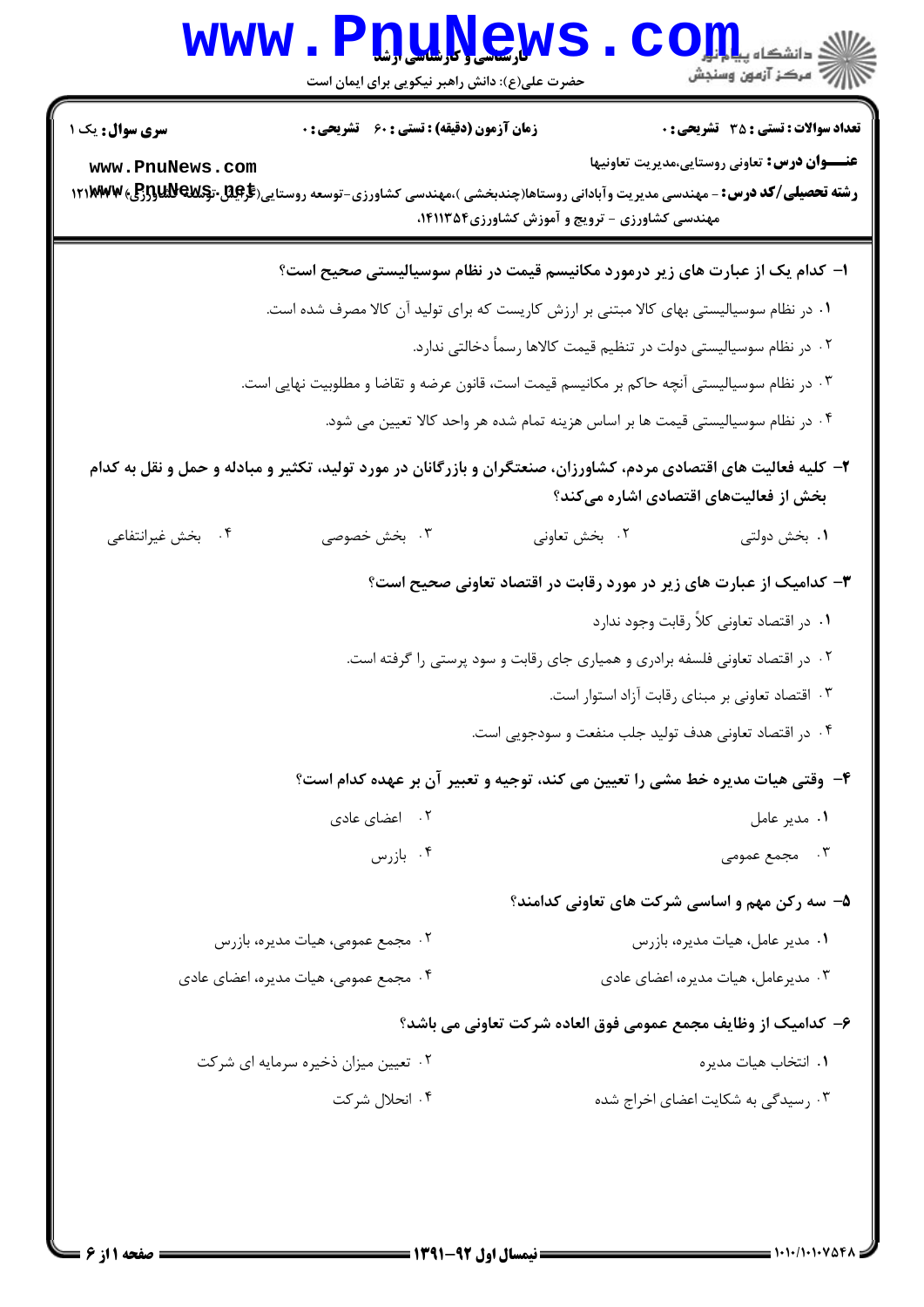**سری سوال:** یک ۱

**زمان آزمون (دقیقه) : تستی : ۶۰ تشریحی : ۰**

**تعداد سوالات : تستی : ۳۵ تشریحی : ۰**

**عنـــوان درس:** تعاونی روستایی،مدیریت تعاونیها

**رشته تحصیلی/کد درس:** - مهندسی مدیریت وآبادانی روستاها(چندبخشی )،مهندسی کشاورزی-توسعه روستایی(گرایش توسعه کشاورزی) ۱۲۱۱۰۳۷، مهندسی کشاورزی - ترویج و آموزش کشاورزی۱۴۱۱۳۵۴،

۱- کدام یک از عبارت های زیر درمورد مکانیسم قیمت در نظام سوسیالیستی صحیح است؟

۱. در نظام سوسیالیستی بهای کالا مبتنی بر ارزش کاریست که برای تولید آن کالا مصرف شده است.

۲. در نظام سوسیالیستی دولت در تنظیم قیمت کالاها رسماً دخالتی ندارد.

۳. در نظام سوسیالیستی آنچه حاکم بر مکانیسم قیمت است، قانون عرضه و تقاضا و مطلوبیت نهایی است.

۴. در نظام سوسیالیستی قیمت ها بر اساس هزینه تمام شده هر واحد کالا تعیین می شود.

۲- کلیه فعالیت های اقتصادی مردم، کشاورزان، صنعتگران و بازرگانان در مورد تولید، تکثیر و مبادله و حمل و نقل به کدام بخش از فعالیت‌های اقتصادی اشاره می‌کند؟

۱. بخش دولتی

۲. بخش تعاونی

۳. بخش خصوصی

۴. بخش غیرانتفاعی

۳- کدامیک از عبارت های زیر در مورد رقابت در اقتصاد تعاونی صحیح است؟

۱. در اقتصاد تعاونی کلاً رقابت وجود ندارد

۲. در اقتصاد تعاونی فلسفه برادری و همیاری جای رقابت و سود پرستی را گرفته است.

۳. اقتصاد تعاونی بر مبنای رقابت آزاد استوار است.

۴. در اقتصاد تعاونی هدف تولید جلب منفعت و سودجویی است.

۴- وقتی هیات مدیره خط مشی را تعیین می کند، توجیه و تعبیر آن بر عهده کدام است؟

۱. مدیر عامل

۲. اعضای عادی

۳. مجمع عمومی

۴. بازرس

۵- سه رکن مهم و اساسی شرکت های تعاونی کدامند؟

۱. مدیر عامل، هیات مدیره، بازرس

۲. مجمع عمومی، هیات مدیره، بازرس

۳. مدیرعامل، هیات مدیره، اعضای عادی

۴. مجمع عمومی، هیات مدیره، اعضای عادی

۶- کدامیک از وظایف مجمع عمومی فوق العاده شرکت تعاونی می باشد؟

۱. انتخاب هیات مدیره

۲. تعیین میزان ذخیره سرمایه ای شرکت

۳. رسیدگی به شکایت اعضای اخراج شده

۴. انحلال شرکت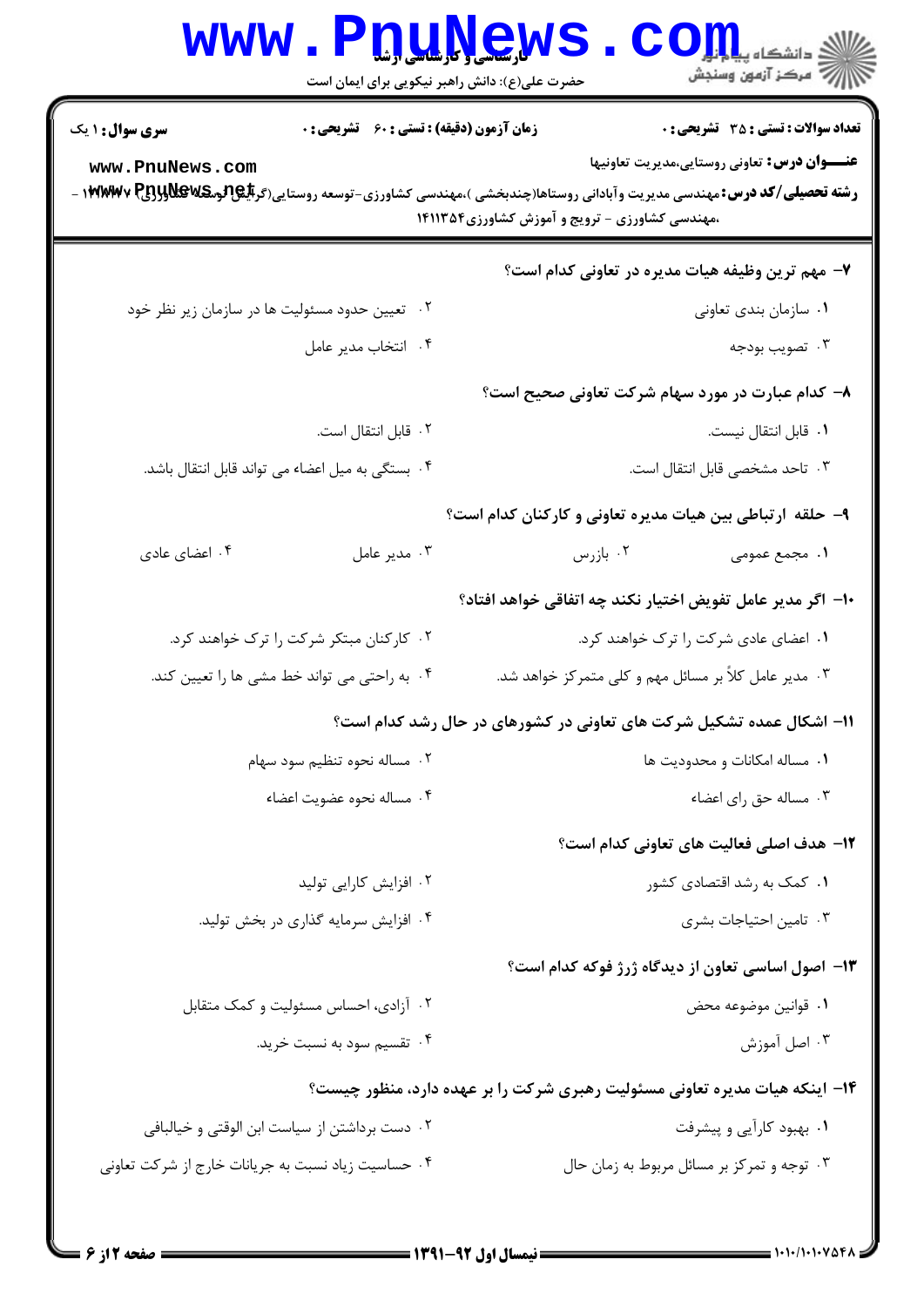**سری سوال:** ۱ یک

**زمان آزمون (دقیقه) : تستی : ۶۰ تشریحی : ۰**

**تعداد سوالات : تستی : ۳۵ تشریحی : ۰**

**عنـــوان درس:** تعاونی روستایی،مدیریت تعاونیها

**رشته تحصیلی/کد درس:** مهندسی مدیریت وآبادانی روستاها(چندبخشی )،مهندسی کشاورزی-توسعه روستایی(گرایش توسعه کشاورزی) ۱۴۱۱۳۵۴ - ،مهندسی کشاورزی - ترویج و آموزش کشاورزی۱۴۱۱۳۵۴

**۷- مهم ترین وظیفه هیات مدیره در تعاونی کدام است؟**

۱. سازمان بندی تعاونی

۲. تعیین حدود مسئولیت ها در سازمان زیر نظر خود

۳. تصویب بودجه

۴. انتخاب مدیر عامل

**۸- کدام عبارت در مورد سهام شرکت تعاونی صحیح است؟**

۱. قابل انتقال نیست.

۲. قابل انتقال است.

۳. تاحد مشخصی قابل انتقال است.

۴. بستگی به میل اعضاء می تواند قابل انتقال باشد.

**۹- حلقه ارتباطی بین هیات مدیره تعاونی و کارکنان کدام است؟**

۱. مجمع عمومی

۲. بازرس

۳. مدیر عامل

۴. اعضای عادی

**۱۰- اگر مدیر عامل تفویض اختیار نکند چه اتفاقی خواهد افتاد؟**

۱. اعضای عادی شرکت را ترک خواهند کرد.

۲. کارکنان مبتکر شرکت را ترک خواهند کرد.

۳. مدیر عامل کلاً بر مسائل مهم و کلی متمرکز خواهد شد.

۴. به راحتی می تواند خط مشی ها را تعیین کند.

**۱۱- اشکال عمده تشکیل شرکت های تعاونی در کشورهای در حال رشد کدام است؟**

۱. مساله امکانات و محدودیت ها

۲. مساله نحوه تنظیم سود سهام

۳. مساله حق رای اعضاء

۴. مساله نحوه عضویت اعضاء

**۱۲- هدف اصلی فعالیت های تعاونی کدام است؟**

۱. کمک به رشد اقتصادی کشور

۲. افزایش کارایی تولید

۳. تامین احتیاجات بشری

۴. افزایش سرمایه گذاری در بخش تولید.

**۱۳- اصول اساسی تعاون از دیدگاه ژرژ فوکه کدام است؟**

۱. قوانین موضوعه محض

۲. آزادی، احساس مسئولیت و کمک متقابل

۳. اصل آموزش

۴. تقسیم سود به نسبت خرید.

**۱۴- اینکه هیات مدیره تعاونی مسئولیت رهبری شرکت را بر عهده دارد، منظور چیست؟**

۱. بهبود کارآیی و پیشرفت

۲. دست برداشتن از سیاست ابن الوقتی و خیالبافی

۳. توجه و تمرکز بر مسائل مربوط به زمان حال

۴. حساسیت زیاد نسبت به جریانات خارج از شرکت تعاونی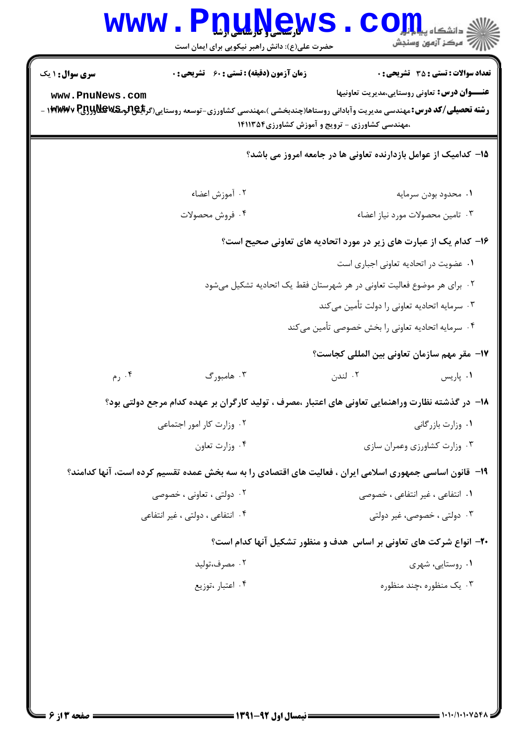**۱۵- کدامیک از عوامل بازدارنده تعاونی ها در جامعه امروز می باشد؟**

۱. محدود بودن سرمایه

۲. آموزش اعضاء

۳. تامین محصولات مورد نیاز اعضاء

۴. فروش محصولات

**۱۶- کدام یک از عبارت های زیر در مورد اتحادیه های تعاونی صحیح است؟**

۱. عضویت در اتحادیه تعاونی اجباری است

۲. برای هر موضوع فعالیت تعاونی در هر شهرستان فقط یک اتحادیه تشکیل می‌شود

۳. سرمایه اتحادیه تعاونی را دولت تأمین می‌کند

۴. سرمایه اتحادیه تعاونی را بخش خصوصی تأمین می‌کند

**۱۷- مقر مهم سازمان تعاونی بین المللی کجاست؟**

۱. پاریس

۲. لندن

۳. هامبورگ

۴. رم

**۱۸- در گذشته نظارت وراهنمایی تعاونی های اعتبار ،مصرف ، تولید کارگران بر عهده کدام مرجع دولتی بود؟**

۱. وزارت بازرگانی

۲. وزارت کار امور اجتماعی

۳. وزارت کشاورزی وعمران سازی

۴. وزارت تعاون

**۱۹- قانون اساسی جمهوری اسلامی ایران ، فعالیت های اقتصادی را به سه بخش عمده تقسیم کرده است، آنها کدامند؟**

۱. انتفاعی ، غیر انتفاعی ، خصوصی

۲. دولتی ، تعاونی ، خصوصی

۳. دولتی ، خصوصی، غیر دولتی

۴. انتفاعی ، دولتی ، غیر انتفاعی

**۲۰- انواع شرکت های تعاونی بر اساس هدف و منظور تشکیل آنها کدام است؟**

۱. روستایی، شهری

۲. مصرف،تولید

۳. یک منظوره ،چند منظوره

۴. اعتبار ،توزیع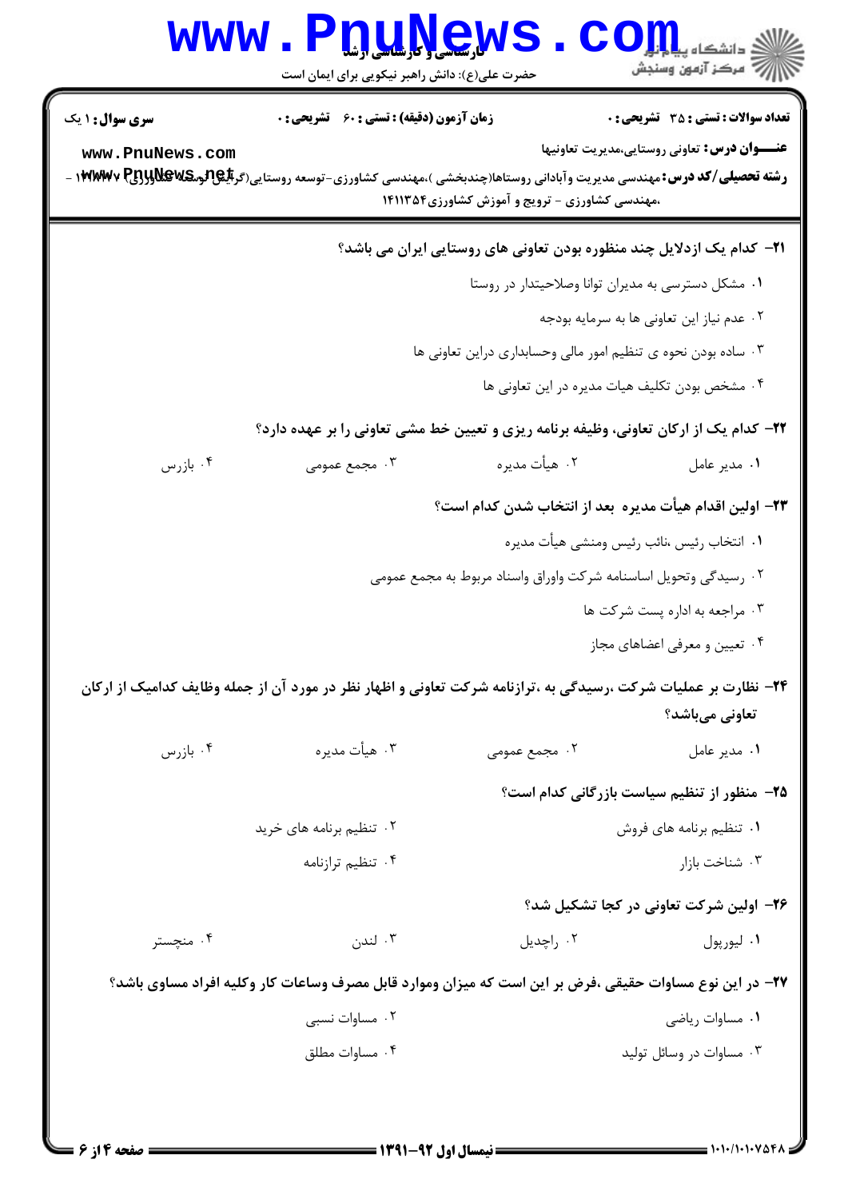**سری سوال :** ۱ یک
**زمان آزمون (دقیقه) : تستی :** ۶۰ **تشریحی :** ۰
**تعداد سوالات : تستی :** ۳۵ **تشریحی :** ۰

**عنـــوان درس :** تعاونی روستایی،مدیریت تعاونیها

**رشته تحصیلی/کد درس :** مهندسی مدیریت وآبادانی روستاها(چندبخشی )،مهندسی کشاورزی-توسعه روستایی(گرایش توسعه کشاورزی) ۱۴۱۱۳۳۷ - ،مهندسی کشاورزی - ترویج و آموزش کشاورزی۱۴۱۱۳۵۴

**۲۱- کدام یک ازدلایل چند منظوره بودن تعاونی های روستایی ایران می باشد؟**

۱. مشکل دسترسی به مدیران توانا وصلاحیتدار در روستا

۲. عدم نیاز این تعاونی ها به سرمایه بودجه

۳. ساده بودن نحوه ی تنظیم امور مالی وحسابداری دراین تعاونی ها

۴. مشخص بودن تکلیف هیات مدیره در این تعاونی ها

**۲۲- کدام یک از ارکان تعاونی، وظیفه برنامه ریزی و تعیین خط مشی تعاونی را بر عهده دارد؟**

۱. مدیر عامل
۲. هیأت مدیره
۳. مجمع عمومی
۴. بازرس

**۲۳- اولین اقدام هیأت مدیره بعد از انتخاب شدن کدام است؟**

۱. انتخاب رئیس ،نائب رئیس ومنشی هیأت مدیره

۲. رسیدگی وتحویل اساسنامه شرکت واوراق واسناد مربوط به مجمع عمومی

۳. مراجعه به اداره پست شرکت ها

۴. تعیین و معرفی اعضاهای مجاز

**۲۴- نظارت بر عملیات شرکت ،رسیدگی به ،ترازنامه شرکت تعاونی و اظهار نظر در مورد آن از جمله وظایف کدامیک از ارکان تعاونی می‌باشد؟**

۱. مدیر عامل
۲. مجمع عمومی
۳. هیأت مدیره
۴. بازرس

**۲۵- منظور از تنظیم سیاست بازرگانی کدام است؟**

۱. تنظیم برنامه های فروش
۲. تنظیم برنامه های خرید
۳. شناخت بازار
۴. تنظیم ترازنامه

**۲۶- اولین شرکت تعاونی در کجا تشکیل شد؟**

۱. لیورپول
۲. راچدیل
۳. لندن
۴. منچستر

**۲۷- در این نوع مساوات حقیقی ،فرض بر این است که میزان وموارد قابل مصرف وساعات کار وکلیه افراد مساوی باشد؟**

۱. مساوات ریاضی
۲. مساوات نسبی
۳. مساوات در وسائل تولید
۴. مساوات مطلق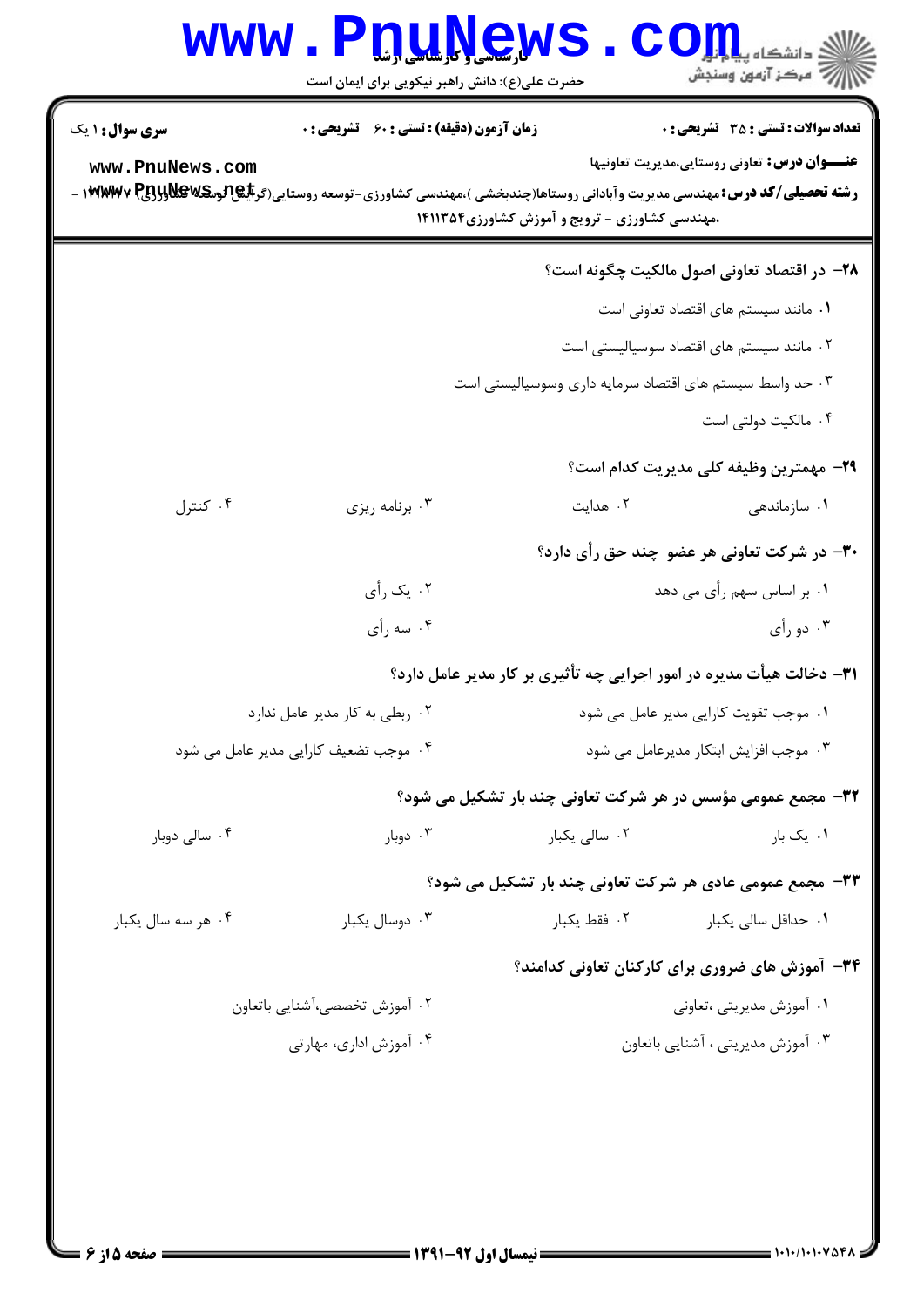**۲۸- در اقتصاد تعاونی اصول مالکیت چگونه است؟**

۱. مانند سیستم های اقتصاد تعاونی است

۲. مانند سیستم های اقتصاد سوسیالیستی است

۳. حد واسط سیستم های اقتصاد سرمایه داری وسوسیالیستی است

۴. مالکیت دولتی است

**۲۹- مهمترین وظیفه کلی مدیریت کدام است؟**

۱. سازماندهی

۲. هدایت

۳. برنامه ریزی

۴. کنترل

**۳۰- در شرکت تعاونی هر عضو چند حق رأی دارد؟**

۱. بر اساس سهم رأی می دهد

۲. یک رأی

۳. دو رأی

۴. سه رأی

**۳۱- دخالت هیأت مدیره در امور اجرایی چه تأثیری بر کار مدیر عامل دارد؟**

۱. موجب تقویت کارایی مدیر عامل می شود

۲. ربطی به کار مدیر عامل ندارد

۳. موجب افزایش ابتکار مدیرعامل می شود

۴. موجب تضعیف کارایی مدیر عامل می شود

**۳۲- مجمع عمومی مؤسس در هر شرکت تعاونی چند بار تشکیل می شود؟**

۱. یک بار

۲. سالی یکبار

۳. دوبار

۴. سالی دوبار

**۳۳- مجمع عمومی عادی هر شرکت تعاونی چند بار تشکیل می شود؟**

۱. حداقل سالی یکبار

۲. فقط یکبار

۳. دوسال یکبار

۴. هر سه سال یکبار

**۳۴- آموزش های ضروری برای کارکنان تعاونی کدامند؟**

۱. آموزش مدیریتی ،تعاونی

۲. آموزش تخصصی،آشنایی باتعاون

۳. آموزش مدیریتی ، آشنایی باتعاون

۴. آموزش اداری، مهارتی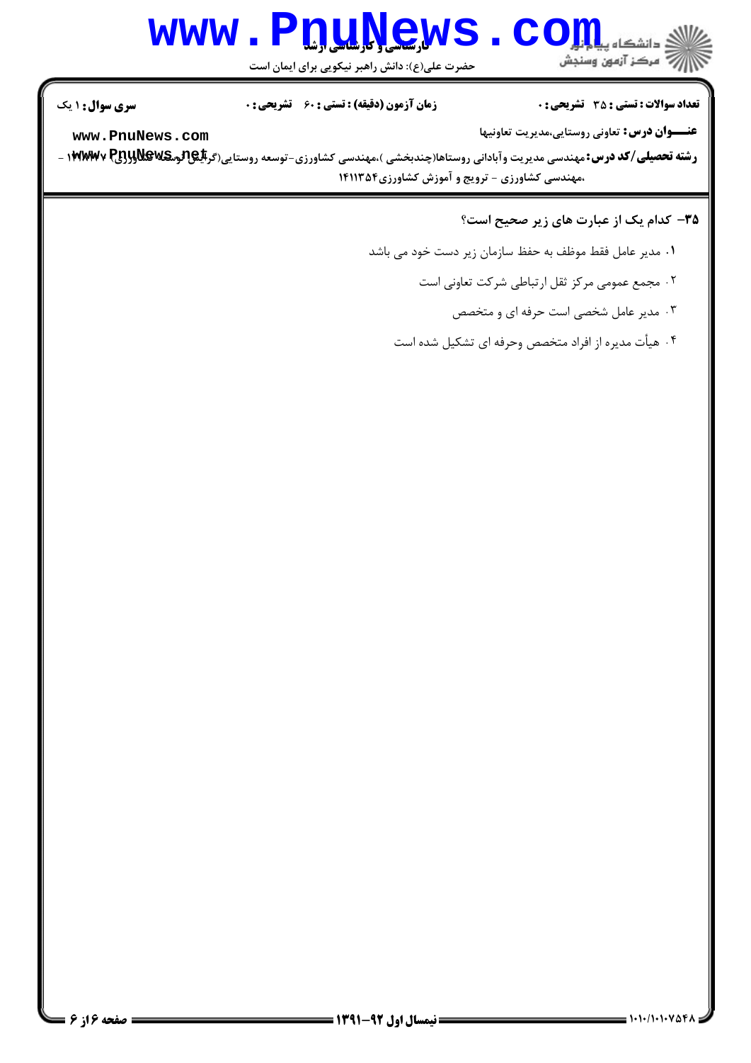**۳۵- کدام یک از عبارت های زیر صحیح است؟**

۱. مدیر عامل فقط موظف به حفظ سازمان زیر دست خود می باشد

۲. مجمع عمومی مرکز ثقل ارتباطی شرکت تعاونی است

۳. مدیر عامل شخصی است حرفه ای و متخصص

۴. هیأت مدیره از افراد متخصص وحرفه ای تشکیل شده است